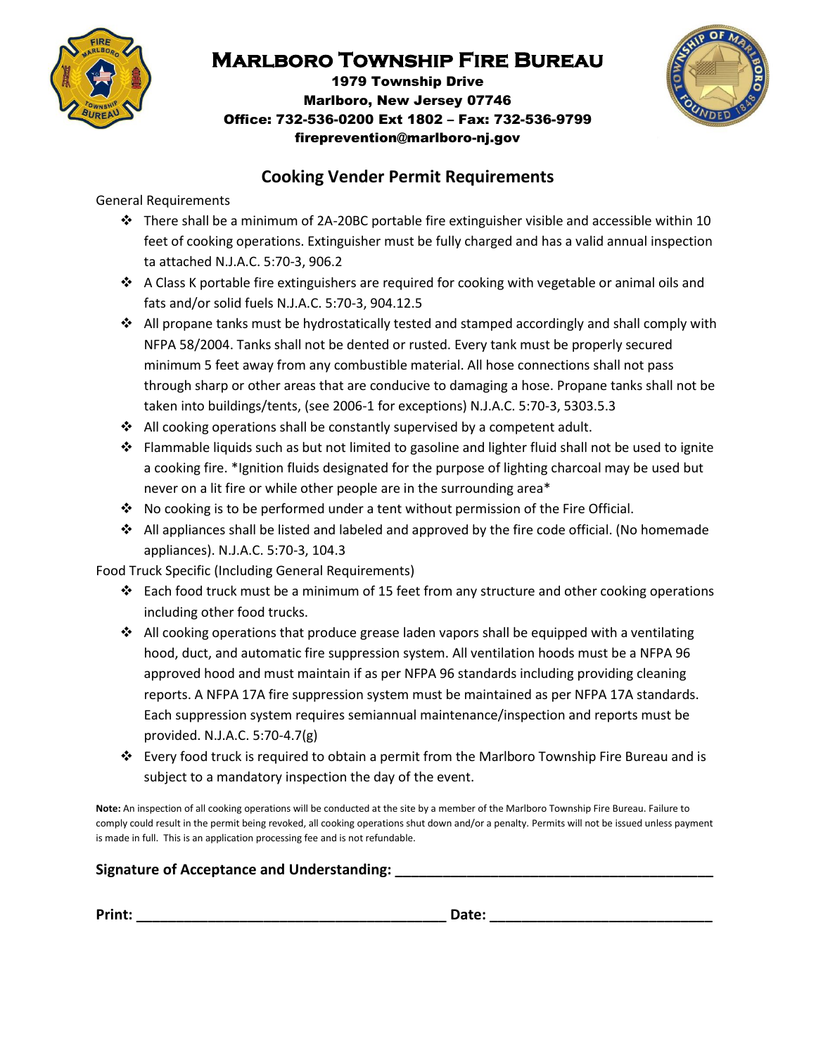# Marlboro Township Fire Bureau

**1979 Township Drive**
**Marlboro, New Jersey 07746**
**Office: 732-536-0200 Ext 1802 – Fax: 732-536-9799**
**fireprevention@marlboro-nj.gov**

## Cooking Vender Permit Requirements

General Requirements

- There shall be a minimum of 2A-20BC portable fire extinguisher visible and accessible within 10 feet of cooking operations. Extinguisher must be fully charged and has a valid annual inspection ta attached N.J.A.C. 5:70-3, 906.2
- A Class K portable fire extinguishers are required for cooking with vegetable or animal oils and fats and/or solid fuels N.J.A.C. 5:70-3, 904.12.5
- All propane tanks must be hydrostatically tested and stamped accordingly and shall comply with NFPA 58/2004. Tanks shall not be dented or rusted. Every tank must be properly secured minimum 5 feet away from any combustible material. All hose connections shall not pass through sharp or other areas that are conducive to damaging a hose. Propane tanks shall not be taken into buildings/tents, (see 2006-1 for exceptions) N.J.A.C. 5:70-3, 5303.5.3
- All cooking operations shall be constantly supervised by a competent adult.
- Flammable liquids such as but not limited to gasoline and lighter fluid shall not be used to ignite a cooking fire. *Ignition fluids designated for the purpose of lighting charcoal may be used but never on a lit fire or while other people are in the surrounding area*
- No cooking is to be performed under a tent without permission of the Fire Official.
- All appliances shall be listed and labeled and approved by the fire code official. (No homemade appliances). N.J.A.C. 5:70-3, 104.3

Food Truck Specific (Including General Requirements)

- Each food truck must be a minimum of 15 feet from any structure and other cooking operations including other food trucks.
- All cooking operations that produce grease laden vapors shall be equipped with a ventilating hood, duct, and automatic fire suppression system. All ventilation hoods must be a NFPA 96 approved hood and must maintain if as per NFPA 96 standards including providing cleaning reports. A NFPA 17A fire suppression system must be maintained as per NFPA 17A standards. Each suppression system requires semiannual maintenance/inspection and reports must be provided. N.J.A.C. 5:70-4.7(g)
- Every food truck is required to obtain a permit from the Marlboro Township Fire Bureau and is subject to a mandatory inspection the day of the event.

**Note:** An inspection of all cooking operations will be conducted at the site by a member of the Marlboro Township Fire Bureau. Failure to comply could result in the permit being revoked, all cooking operations shut down and/or a penalty. Permits will not be issued unless payment is made in full. This is an application processing fee and is not refundable.

**Signature of Acceptance and Understanding:** ________________________________________

**Print:** ________________________________________ **Date:** ____________________________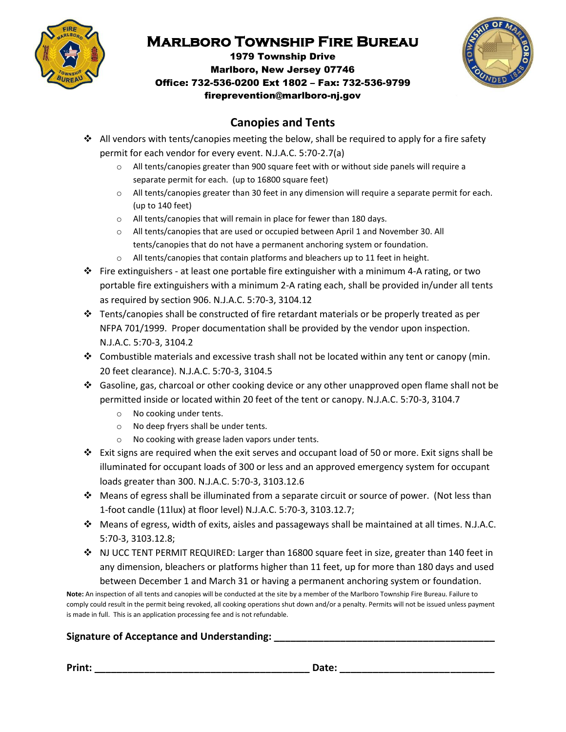# Marlboro Township Fire Bureau

**1979 Township Drive**
**Marlboro, New Jersey 07746**
**Office: 732-536-0200 Ext 1802 – Fax: 732-536-9799**
**fireprevention@marlboro-nj.gov**

## Canopies and Tents

- All vendors with tents/canopies meeting the below, shall be required to apply for a fire safety permit for each vendor for every event. N.J.A.C. 5:70-2.7(a)
  - All tents/canopies greater than 900 square feet with or without side panels will require a separate permit for each. (up to 16800 square feet)
  - All tents/canopies greater than 30 feet in any dimension will require a separate permit for each. (up to 140 feet)
  - All tents/canopies that will remain in place for fewer than 180 days.
  - All tents/canopies that are used or occupied between April 1 and November 30. All tents/canopies that do not have a permanent anchoring system or foundation.
  - All tents/canopies that contain platforms and bleachers up to 11 feet in height.
- Fire extinguishers - at least one portable fire extinguisher with a minimum 4-A rating, or two portable fire extinguishers with a minimum 2-A rating each, shall be provided in/under all tents as required by section 906. N.J.A.C. 5:70-3, 3104.12
- Tents/canopies shall be constructed of fire retardant materials or be properly treated as per NFPA 701/1999. Proper documentation shall be provided by the vendor upon inspection. N.J.A.C. 5:70-3, 3104.2
- Combustible materials and excessive trash shall not be located within any tent or canopy (min. 20 feet clearance). N.J.A.C. 5:70-3, 3104.5
- Gasoline, gas, charcoal or other cooking device or any other unapproved open flame shall not be permitted inside or located within 20 feet of the tent or canopy. N.J.A.C. 5:70-3, 3104.7
  - No cooking under tents.
  - No deep fryers shall be under tents.
  - No cooking with grease laden vapors under tents.
- Exit signs are required when the exit serves and occupant load of 50 or more. Exit signs shall be illuminated for occupant loads of 300 or less and an approved emergency system for occupant loads greater than 300. N.J.A.C. 5:70-3, 3103.12.6
- Means of egress shall be illuminated from a separate circuit or source of power. (Not less than 1-foot candle (11lux) at floor level) N.J.A.C. 5:70-3, 3103.12.7;
- Means of egress, width of exits, aisles and passageways shall be maintained at all times. N.J.A.C. 5:70-3, 3103.12.8;
- NJ UCC TENT PERMIT REQUIRED: Larger than 16800 square feet in size, greater than 140 feet in any dimension, bleachers or platforms higher than 11 feet, up for more than 180 days and used between December 1 and March 31 or having a permanent anchoring system or foundation.

**Note:** An inspection of all tents and canopies will be conducted at the site by a member of the Marlboro Township Fire Bureau. Failure to comply could result in the permit being revoked, all cooking operations shut down and/or a penalty. Permits will not be issued unless payment is made in full. This is an application processing fee and is not refundable.

**Signature of Acceptance and Understanding:** ________________________________________

**Print:** ________________________________________ **Date:** ____________________________